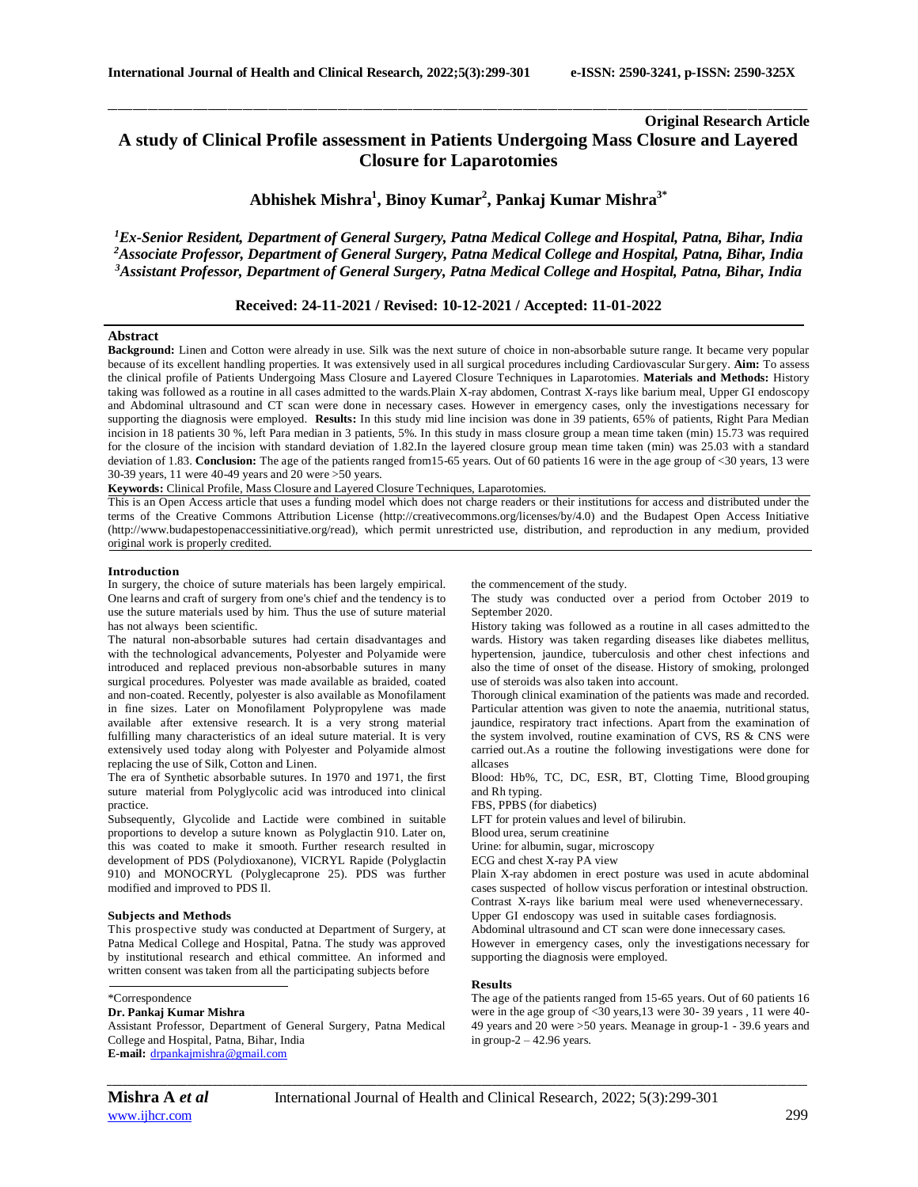Original Research Article

# A study of Clinical Profile assessment in Patients Undergoing Mass Closure and Layered Closure for Laparotomies

**Abhishek Mishra[1], Binoy Kumar[2], Pankaj Kumar Mishra[3*]**

*[1]Ex-Senior Resident, Department of General Surgery, Patna Medical College and Hospital, Patna, Bihar, India*
*[2]Associate Professor, Department of General Surgery, Patna Medical College and Hospital, Patna, Bihar, India*
*[3]Assistant Professor, Department of General Surgery, Patna Medical College and Hospital, Patna, Bihar, India*

**Received: 24-11-2021 / Revised: 10-12-2021 / Accepted: 11-01-2022**

## Abstract

**Background:** Linen and Cotton were already in use. Silk was the next suture of choice in non-absorbable suture range. It became very popular because of its excellent handling properties. It was extensively used in all surgical procedures including Cardiovascular Surgery. **Aim:** To assess the clinical profile of Patients Undergoing Mass Closure and Layered Closure Techniques in Laparotomies. **Materials and Methods:** History taking was followed as a routine in all cases admitted to the wards.Plain X-ray abdomen, Contrast X-rays like barium meal, Upper GI endoscopy and Abdominal ultrasound and CT scan were done in necessary cases. However in emergency cases, only the investigations necessary for supporting the diagnosis were employed. **Results:** In this study mid line incision was done in 39 patients, 65% of patients, Right Para Median incision in 18 patients 30 %, left Para median in 3 patients, 5%. In this study in mass closure group a mean time taken (min) 15.73 was required for the closure of the incision with standard deviation of 1.82.In the layered closure group mean time taken (min) was 25.03 with a standard deviation of 1.83. **Conclusion:** The age of the patients ranged from15-65 years. Out of 60 patients 16 were in the age group of <30 years, 13 were 30-39 years, 11 were 40-49 years and 20 were >50 years.

**Keywords:** Clinical Profile, Mass Closure and Layered Closure Techniques, Laparotomies.

This is an Open Access article that uses a funding model which does not charge readers or their institutions for access and distributed under the terms of the Creative Commons Attribution License (http://creativecommons.org/licenses/by/4.0) and the Budapest Open Access Initiative (http://www.budapestopenaccessinitiative.org/read), which permit unrestricted use, distribution, and reproduction in any medium, provided original work is properly credited.

## Introduction

In surgery, the choice of suture materials has been largely empirical. One learns and craft of surgery from one's chief and the tendency is to use the suture materials used by him. Thus the use of suture material has not always been scientific.

The natural non-absorbable sutures had certain disadvantages and with the technological advancements, Polyester and Polyamide were introduced and replaced previous non-absorbable sutures in many surgical procedures. Polyester was made available as braided, coated and non-coated. Recently, polyester is also available as Monofilament in fine sizes. Later on Monofilament Polypropylene was made available after extensive research. It is a very strong material fulfilling many characteristics of an ideal suture material. It is very extensively used today along with Polyester and Polyamide almost replacing the use of Silk, Cotton and Linen.

The era of Synthetic absorbable sutures. In 1970 and 1971, the first suture material from Polyglycolic acid was introduced into clinical practice.

Subsequently, Glycolide and Lactide were combined in suitable proportions to develop a suture known as Polyglactin 910. Later on, this was coated to make it smooth. Further research resulted in development of PDS (Polydioxanone), VICRYL Rapide (Polyglactin 910) and MONOCRYL (Polyglecaprone 25). PDS was further modified and improved to PDS Il.

## Subjects and Methods

This prospective study was conducted at Department of Surgery, at Patna Medical College and Hospital, Patna. The study was approved by institutional research and ethical committee. An informed and written consent was taken from all the participating subjects before the commencement of the study.

The study was conducted over a period from October 2019 to September 2020.

History taking was followed as a routine in all cases admitted to the wards. History was taken regarding diseases like diabetes mellitus, hypertension, jaundice, tuberculosis and other chest infections and also the time of onset of the disease. History of smoking, prolonged use of steroids was also taken into account.

Thorough clinical examination of the patients was made and recorded. Particular attention was given to note the anaemia, nutritional status, jaundice, respiratory tract infections. Apart from the examination of the system involved, routine examination of CVS, RS & CNS were carried out.As a routine the following investigations were done for allcases

Blood: Hb%, TC, DC, ESR, BT, Clotting Time, Blood grouping and Rh typing.

FBS, PPBS (for diabetics)

LFT for protein values and level of bilirubin.

Blood urea, serum creatinine

Urine: for albumin, sugar, microscopy

ECG and chest X-ray PA view

Plain X-ray abdomen in erect posture was used in acute abdominal cases suspected of hollow viscus perforation or intestinal obstruction.

Contrast X-rays like barium meal were used whenevernecessary.

Upper GI endoscopy was used in suitable cases fordiagnosis.

Abdominal ultrasound and CT scan were done innecessary cases.

However in emergency cases, only the investigations necessary for supporting the diagnosis were employed.

## Results

The age of the patients ranged from 15-65 years. Out of 60 patients 16 were in the age group of <30 years,13 were 30- 39 years , 11 were 40-49 years and 20 were >50 years. Meanage in group-1 - 39.6 years and in group-2 – 42.96 years.

*Correspondence

**Dr. Pankaj Kumar Mishra**

Assistant Professor, Department of General Surgery, Patna Medical College and Hospital, Patna, Bihar, India

**E-mail:** drpankajmishra@gmail.com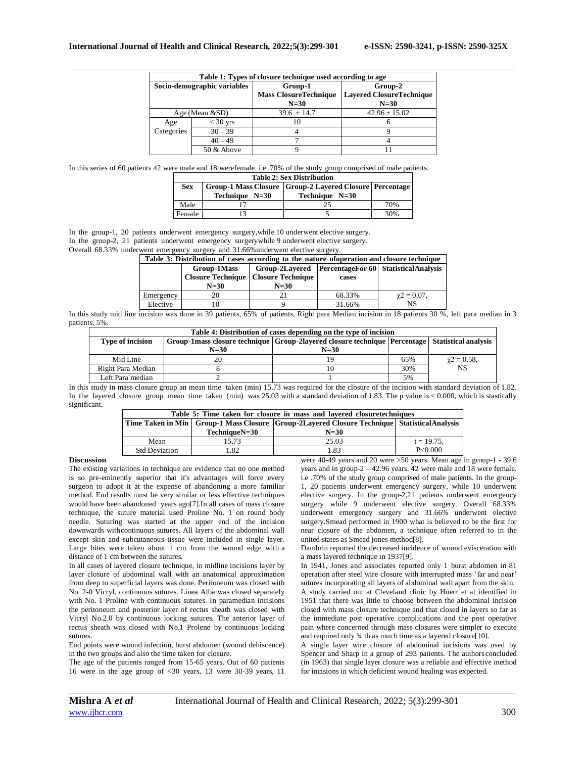| Table 1: Types of closure technique used according to age | | | |
|---|---|---|---|
| Socio-demographic variables | | Group-1 Mass ClosureTechnique N=30 | Group-2 Layered ClosureTechnique N=30 |
| Age (Mean &SD) | | 39.6 ± 14.7 | 42.96 ± 15.02 |
| Age Categories | < 30 yrs | 10 | 6 |
| | 30 – 39 | 4 | 9 |
| | 40 – 49 | 7 | 4 |
| | 50 & Above | 9 | 11 |

In this series of 60 patients 42 were male and 18 werefemale. i.e .70% of the study group comprised of male patients.

| Table 2: Sex Distribution | | | |
|---|---|---|---|
| Sex | Group-1 Mass Closure Technique N=30 | Group-2 Layered Closure Technique N=30 | Percentage |
| Male | 17 | 25 | 70% |
| Female | 13 | 5 | 30% |

In the group-1, 20 patients underwent emergency surgery,while 10 underwent elective surgery.
In the group-2, 21 patients underwent emergency surgerywhile 9 underwent elective surgery.
Overall 68.33% underwent emergency surgery and 31.66%underwent elective surgery.

| Table 3: Distribution of cases according to the nature ofoperation and closure technique | | | | |
|---|---|---|---|---|
| | Group-1Mass Closure Technique N=30 | Group-2Layered Closure Technique N=30 | PercentageFor 60 cases | StatisticalAnalysis |
| Emergency | 20 | 21 | 68.33% | $\chi2 = 0.07$, NS |
| Elective | 10 | 9 | 31.66% | |

In this study mid line incision was done in 39 patients, 65% of patients, Right para Median incision in 18 patients 30 %, left para median in 3 patients, 5%.

| Table 4: Distribution of cases depending on the type of incision | | | | |
|---|---|---|---|---|
| Type of incision | Group-1mass closure technique N=30 | Group-2layered closure technique N=30 | Percentage | Statistical analysis |
| Mid Line | 20 | 19 | 65% | $\chi2 = 0.58$, NS |
| Right Para Median | 8 | 10 | 30% | |
| Left Para median | 2 | 1 | 5% | |

In this study in mass closure group an mean time taken (min) 15.73 was required for the closure of the incision with standard deviation of 1.82. In the layered closure group mean time taken (min) was 25.03 with a standard deviation of 1.83. The p value is < 0.000, which is stastically significant.

| Table 5: Time taken for closure in mass and layered closuretechniques | | | |
|---|---|---|---|
| Time Taken in Min | Group-1 Mass Closure TechniqueN=30 | Group-2Layered Closure Technique N=30 | StatisticalAnalysis |
| Mean | 15.73 | 25.03 | t = 19.75, P<0.000 |
| Std Deviation | 1.82 | 1.83 | |

### Discussion

The existing variations in technique are evidence that no one method is so pre-eminently superior that it's advantages will force every surgeon to adopt it at the expense of abandoning a more familiar method. End results must be very similar or less effective techniques would have been abandoned years ago[7].In all cases of mass closure technique, the suture material used Proline No. 1 on round body needle. Suturing was started at the upper end of the incision downwards withcontinuous sutures. All layers of the abdominal wall except skin and subcutaneous tissue were included in single layer. Large bites were taken about 1 cm from the wound edge with a distance of 1 cm between the sutures.

In all cases of layered closure technique, in midline incisions layer by layer closure of abdominal wall with an anatomical approximation from deep to superficial layers was done. Peritoneum was closed with No. 2-0 Vicryl, continuous sutures. Linea Alba was closed separately with No. 1 Proline with continuous sutures. In paramedian incisions the peritoneum and posterior layer of rectus sheath was closed with Vicryl No.2.0 by continuous locking sutures. The anterior layer of rectus sheath was closed with No.1 Prolene by continuous locking sutures.

End points were wound infection, burst abdomen (wound dehiscence) in the two groups and also the time taken for closure.

The age of the patients ranged from 15-65 years. Out of 60 patients 16 were in the age group of <30 years, 13 were 30-39 years, 11 were 40-49 years and 20 were >50 years. Mean age in group-1 - 39.6 years and in group-2 – 42.96 years. 42 were male and 18 were female. i.e .70% of the study group comprised of male patients. In the group-1, 20 patients underwent emergency surgery, while 10 underwent elective surgery. In the group-2,21 patients underwent emergency surgery while 9 underwent elective surgery. Overall 68.33% underwent emergency surgery and 31.66% underwent elective surgery.Smead performed in 1900 what is believed to be the first for near closure of the abdomen, a technique often referred to in the united states as Smead jones method[8].

Dambrin reported the decreased incidence of wound evisceration with a mass layered technique in 1937[9].

In 1941, Jones and associates reported only 1 burst abdomen in 81 operation after steel wire closure with interrupted mass 'far and near' sutures incorporating all layers of abdominal wall apart from the skin.

A study carried out at Cleveland clinic by Hoerr et al identified in 1951 that there was little to choose between the abdominal incision closed with mass closure technique and that closed in layers so far as the immediate post operative complications and the post operative pain where concerned through mass closures were simpler to execute and required only ¾ th as much time as a layered closure[10].

A single layer wire closure of abdominal incisions was used by Spencer and Sharp in a group of 293 patients. The authors concluded (in 1963) that single layer closure was a reliable and effective method for incisions in which deficient wound healing was expected.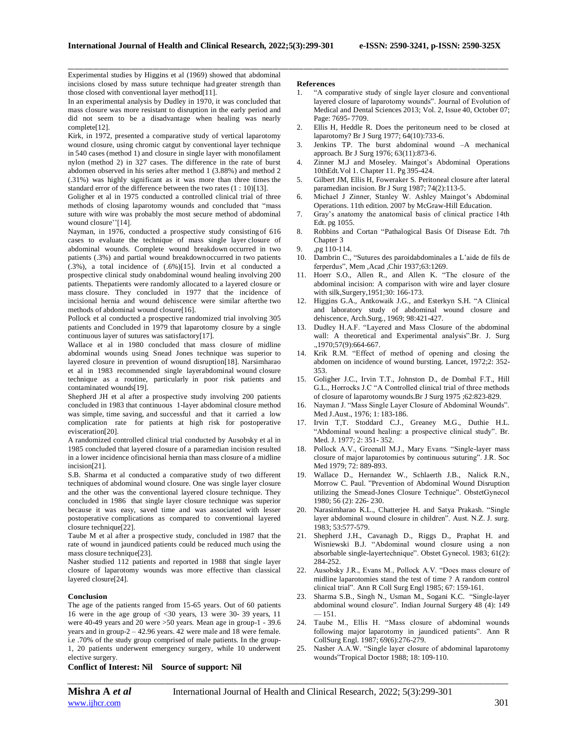Experimental studies by Higgins et al (1969) showed that abdominal incisions closed by mass suture technique had greater strength than those closed with conventional layer method[11].

In an experimental analysis by Dudley in 1970, it was concluded that mass closure was more resistant to disruption in the early period and did not seem to be a disadvantage when healing was nearly complete[12].

Kirk, in 1972, presented a comparative study of vertical laparotomy wound closure, using chromic catgut by conventional layer technique in 540 cases (method 1) and closure in single layer with monofilament nylon (method 2) in 327 cases. The difference in the rate of burst abdomen observed in his series after method 1 (3.88%) and method 2 (.31%) was highly significant as it was more than three times the standard error of the difference between the two rates (1 : 10)[13].

Goligher et al in 1975 conducted a controlled clinical trial of three methods of closing laparotomy wounds and concluded that "mass suture with wire was probably the most secure method of abdominal wound closure''[14].

Nayman, in 1976, conducted a prospective study consisting of 616 cases to evaluate the technique of mass single layer closure of abdominal wounds. Complete wound breakdown occurred in two patients (.3%) and partial wound breakdown occurred in two patients (.3%), a total incidence of (.6%)[15]. Irvin et al conducted a prospective clinical study on abdominal wound healing involving 200 patients. The patients were randomly allocated to a layered closure or mass closure. They concluded in 1977 that the incidence of incisional hernia and wound dehiscence were similar after the two methods of abdominal wound closure[16].

Pollock et al conducted a prospective randomized trial involving 305 patients and Concluded in 1979 that laparotomy closure by a single continuous layer of sutures was satisfactory[17].

Wallace et al in 1980 concluded that mass closure of midline abdominal wounds using Snead Jones technique was superior to layered closure in prevention of wound disruption[18]. Narsimharao et al in 1983 recommended single layer abdominal wound closure technique as a routine, particularly in poor risk patients and contaminated wounds[19].

Shepherd JH et al after a prospective study involving 200 patients concluded in 1983 that continuous 1-layer abdominal closure method was simple, time saving, and successful and that it carried a low complication rate for patients at high risk for postoperative evisceration[20].

A randomized controlled clinical trial conducted by Ausobsky et al in 1985 concluded that layered closure of a paramedian incision resulted in a lower incidence of incisional hernia than mass closure of a midline incision[21].

S.B. Sharma et al conducted a comparative study of two different techniques of abdominal wound closure. One was single layer closure and the other was the conventional layered closure technique. They concluded in 1986 that single layer closure technique was superior because it was easy, saved time and was associated with lesser postoperative complications as compared to conventional layered closure technique[22].

Taube M et al after a prospective study, concluded in 1987 that the rate of wound in jaundiced patients could be reduced much using the mass closure technique[23].

Nasher studied 112 patients and reported in 1988 that single layer closure of laparotomy wounds was more effective than classical layered closure[24].

## Conclusion

The age of the patients ranged from 15-65 years. Out of 60 patients 16 were in the age group of <30 years, 13 were 30- 39 years, 11 were 40-49 years and 20 were >50 years. Mean age in group-1 - 39.6 years and in group-2 – 42.96 years. 42 were male and 18 were female. i.e .70% of the study group comprised of male patients. In the group-1, 20 patients underwent emergency surgery, while 10 underwent elective surgery.

**Conflict of Interest: Nil Source of support: Nil**

## References

1. "A comparative study of single layer closure and conventional layered closure of laparotomy wounds". Journal of Evolution of Medical and Dental Sciences 2013; Vol. 2, Issue 40, October 07; Page: 7695- 7709.
2. Ellis H, Heddle R. Does the peritoneum need to be closed at laparotomy? Br J Surg 1977; 64(10):733-6.
3. Jenkins TP. The burst abdominal wound –A mechanical approach. Br J Surg 1976; 63(11):873-6.
4. Zinner M.J and Moseley. Maingot's Abdominal Operations 10thEdt.Vol 1. Chapter 11. Pg 395-424.
5. Gilbert JM, Ellis H, Foweraker S. Peritoneal closure after lateral paramedian incision. Br J Surg 1987; 74(2):113-5.
6. Michael J Zinner, Stanley W. Ashley Maingot's Abdominal Operations. 11th edition. 2007 by McGraw-Hill Education.
7. Gray's anatomy the anatomical basis of clinical practice 14th Edt. pg 1055.
8. Robbins and Cortan "Pathalogical Basis Of Disease Edt. 7th Chapter 3
9. ,pg 110-114.
10. Dambrin C., "Sutures des paroidabdominales a L'aide de fils de ferperdus", Mem ,Acad ,Chir 1937;63:1269.
11. Hoerr S.O., Allen R., and Allen K. "The closure of the abdominal incision: A comparison with wire and layer closure with silk,Surgery,1951;30: 166-173.
12. Higgins G.A., Antkowaik J.G., and Esterkyn S.H. "A Clinical and laboratory study of abdominal wound closure and dehiscence, Arch.Surg., 1969; 98:421-427.
13. Dudley H.A.F. "Layered and Mass Closure of the abdominal wall: A theoretical and Experimental analysis".Br. J. Surg .,1970;57(9):664-667.
14. Krik R.M. "Effect of method of opening and closing the abdomen on incidence of wound bursting. Lancet, 1972;2: 352-353.
15. Goligher J.C., Irvin T.T., Johnston D., de Dombal F.T., Hill G.L., Horrocks J.C "A Controlled clinical trial of three methods of closure of laparotomy wounds.Br J Surg 1975 ;62:823-829.
16. Nayman J. "Mass Single Layer Closure of Abdominal Wounds". Med J.Aust., 1976; 1: 183-186.
17. Irvin T,T. Stoddard C.J., Greaney M.G., Duthie H.L. "Abdominal wound healing: a prospective clinical study". Br. Med. J. 1977; 2: 351- 352.
18. Pollock A.V., Greenall M.J., Mary Evans. "Single-layer mass closure of major laparotomies by continuous suturing". J.R. Soc Med 1979; 72: 889-893.
19. Wallace D., Hernandez W., Schlaerth J.B., Nalick R.N., Morrow C. Paul. "Prevention of Abdominal Wound Disruption utilizing the Smead-Jones Closure Technique". ObstetGynecol 1980; 56 (2): 226- 230.
20. Narasimharao K.L., Chatterjee H. and Satya Prakash. "Single layer abdominal wound closure in children". Aust. N.Z. J. surg. 1983; 53:577-579.
21. Shepherd J.H., Cavanagh D., Riggs D., Praphat H. and Wisniewski B.J. "Abdominal wound closure using a non absorbable single-layertechnique". Obstet Gynecol. 1983; 61(2): 284-252.
22. Ausobsky J.R., Evans M., Pollock A.V. "Does mass closure of midline laparotomies stand the test of time ? A random control clinical trial". Ann R Coll Surg Engl 1985; 67: 159-161.
23. Sharma S.B., Singh N., Usman M., Sogani K.C. "Single-layer abdominal wound closure". Indian Journal Surgery 48 (4): 149 — 151.
24. Taube M., Ellis H. "Mass closure of abdominal wounds following major laparotomy in jaundiced patients". Ann R CollSurg Engl. 1987; 69(6):276-279.
25. Nasher A.A.W. "Single layer closure of abdominal laparotomy wounds"Tropical Doctor 1988; 18: 109-110.